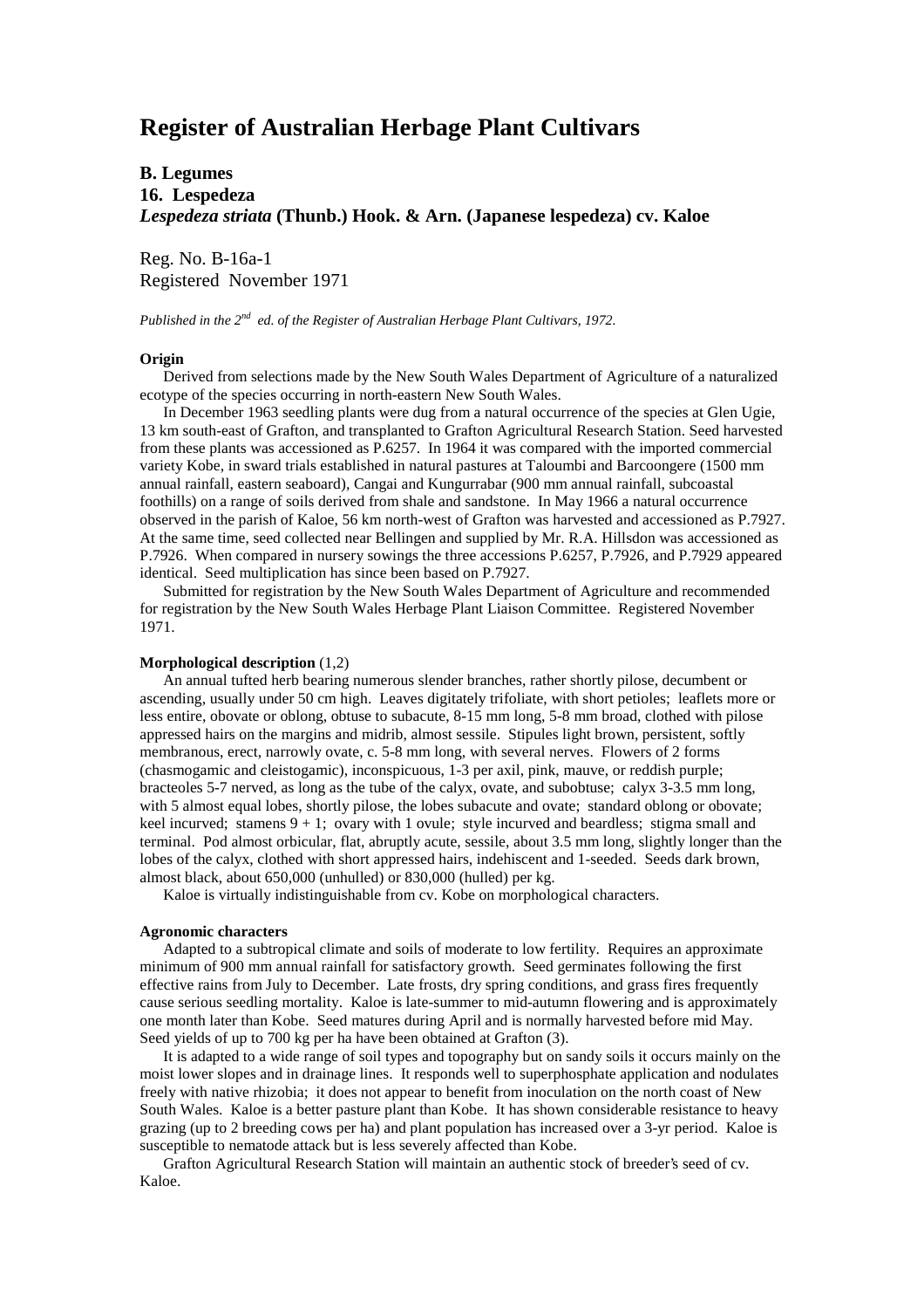# Register of Australian Herbage Plant Cultivars

**B. Legumes**
**16. Lespedeza**
***Lespedeza striata* (Thunb.) Hook. & Arn. (Japanese lespedeza) cv. Kaloe**

Reg. No. B-16a-1
Registered November 1971

*Published in the 2nd ed. of the Register of Australian Herbage Plant Cultivars, 1972.*

**Origin**

Derived from selections made by the New South Wales Department of Agriculture of a naturalized ecotype of the species occurring in north-eastern New South Wales.

In December 1963 seedling plants were dug from a natural occurrence of the species at Glen Ugie, 13 km south-east of Grafton, and transplanted to Grafton Agricultural Research Station. Seed harvested from these plants was accessioned as P.6257. In 1964 it was compared with the imported commercial variety Kobe, in sward trials established in natural pastures at Taloumbi and Barcoongere (1500 mm annual rainfall, eastern seaboard), Cangai and Kungurrabar (900 mm annual rainfall, subcoastal foothills) on a range of soils derived from shale and sandstone. In May 1966 a natural occurrence observed in the parish of Kaloe, 56 km north-west of Grafton was harvested and accessioned as P.7927. At the same time, seed collected near Bellingen and supplied by Mr. R.A. Hillsdon was accessioned as P.7926. When compared in nursery sowings the three accessions P.6257, P.7926, and P.7929 appeared identical. Seed multiplication has since been based on P.7927.

Submitted for registration by the New South Wales Department of Agriculture and recommended for registration by the New South Wales Herbage Plant Liaison Committee. Registered November 1971.

**Morphological description** (1,2)

An annual tufted herb bearing numerous slender branches, rather shortly pilose, decumbent or ascending, usually under 50 cm high. Leaves digitately trifoliate, with short petioles; leaflets more or less entire, obovate or oblong, obtuse to subacute, 8-15 mm long, 5-8 mm broad, clothed with pilose appressed hairs on the margins and midrib, almost sessile. Stipules light brown, persistent, softly membranous, erect, narrowly ovate, c. 5-8 mm long, with several nerves. Flowers of 2 forms (chasmogamic and cleistogamic), inconspicuous, 1-3 per axil, pink, mauve, or reddish purple; bracteoles 5-7 nerved, as long as the tube of the calyx, ovate, and subobtuse; calyx 3-3.5 mm long, with 5 almost equal lobes, shortly pilose, the lobes subacute and ovate; standard oblong or obovate; keel incurved; stamens 9 + 1; ovary with 1 ovule; style incurved and beardless; stigma small and terminal. Pod almost orbicular, flat, abruptly acute, sessile, about 3.5 mm long, slightly longer than the lobes of the calyx, clothed with short appressed hairs, indehiscent and 1-seeded. Seeds dark brown, almost black, about 650,000 (unhulled) or 830,000 (hulled) per kg.

Kaloe is virtually indistinguishable from cv. Kobe on morphological characters.

**Agronomic characters**

Adapted to a subtropical climate and soils of moderate to low fertility. Requires an approximate minimum of 900 mm annual rainfall for satisfactory growth. Seed germinates following the first effective rains from July to December. Late frosts, dry spring conditions, and grass fires frequently cause serious seedling mortality. Kaloe is late-summer to mid-autumn flowering and is approximately one month later than Kobe. Seed matures during April and is normally harvested before mid May. Seed yields of up to 700 kg per ha have been obtained at Grafton (3).

It is adapted to a wide range of soil types and topography but on sandy soils it occurs mainly on the moist lower slopes and in drainage lines. It responds well to superphosphate application and nodulates freely with native rhizobia; it does not appear to benefit from inoculation on the north coast of New South Wales. Kaloe is a better pasture plant than Kobe. It has shown considerable resistance to heavy grazing (up to 2 breeding cows per ha) and plant population has increased over a 3-yr period. Kaloe is susceptible to nematode attack but is less severely affected than Kobe.

Grafton Agricultural Research Station will maintain an authentic stock of breeder's seed of cv. Kaloe.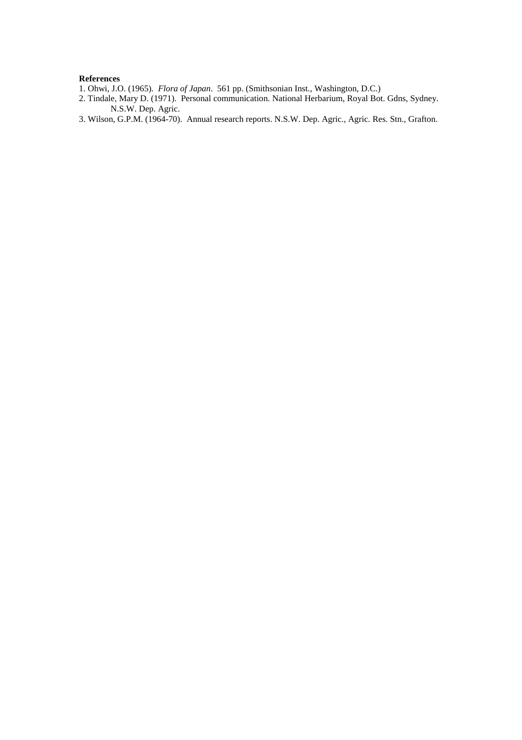**References**

1. Ohwi, J.O. (1965). *Flora of Japan*. 561 pp. (Smithsonian Inst., Washington, D.C.)
2. Tindale, Mary D. (1971). Personal communication. National Herbarium, Royal Bot. Gdns, Sydney. N.S.W. Dep. Agric.
3. Wilson, G.P.M. (1964-70). Annual research reports. N.S.W. Dep. Agric., Agric. Res. Stn., Grafton.